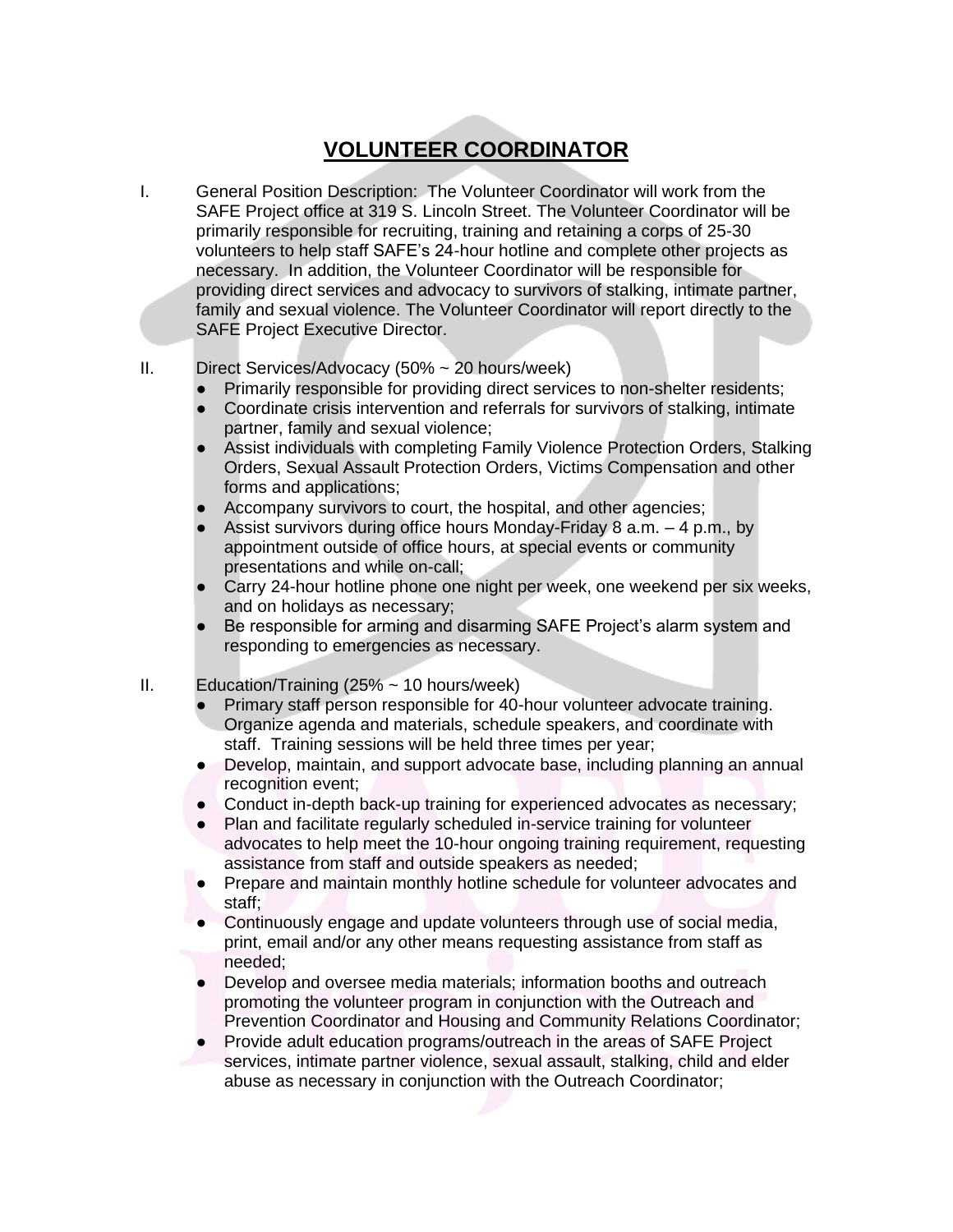# VOLUNTEER COORDINATOR

I. General Position Description: The Volunteer Coordinator will work from the SAFE Project office at 319 S. Lincoln Street. The Volunteer Coordinator will be primarily responsible for recruiting, training and retaining a corps of 25-30 volunteers to help staff SAFE's 24-hour hotline and complete other projects as necessary. In addition, the Volunteer Coordinator will be responsible for providing direct services and advocacy to survivors of stalking, intimate partner, family and sexual violence. The Volunteer Coordinator will report directly to the SAFE Project Executive Director.

II. Direct Services/Advocacy (50% ~ 20 hours/week)

- Primarily responsible for providing direct services to non-shelter residents;
- Coordinate crisis intervention and referrals for survivors of stalking, intimate partner, family and sexual violence;
- Assist individuals with completing Family Violence Protection Orders, Stalking Orders, Sexual Assault Protection Orders, Victims Compensation and other forms and applications;
- Accompany survivors to court, the hospital, and other agencies;
- Assist survivors during office hours Monday-Friday 8 a.m. – 4 p.m., by appointment outside of office hours, at special events or community presentations and while on-call;
- Carry 24-hour hotline phone one night per week, one weekend per six weeks, and on holidays as necessary;
- Be responsible for arming and disarming SAFE Project's alarm system and responding to emergencies as necessary.

II. Education/Training (25% ~ 10 hours/week)

- Primary staff person responsible for 40-hour volunteer advocate training. Organize agenda and materials, schedule speakers, and coordinate with staff. Training sessions will be held three times per year;
- Develop, maintain, and support advocate base, including planning an annual recognition event;
- Conduct in-depth back-up training for experienced advocates as necessary;
- Plan and facilitate regularly scheduled in-service training for volunteer advocates to help meet the 10-hour ongoing training requirement, requesting assistance from staff and outside speakers as needed;
- Prepare and maintain monthly hotline schedule for volunteer advocates and staff;
- Continuously engage and update volunteers through use of social media, print, email and/or any other means requesting assistance from staff as needed;
- Develop and oversee media materials; information booths and outreach promoting the volunteer program in conjunction with the Outreach and Prevention Coordinator and Housing and Community Relations Coordinator;
- Provide adult education programs/outreach in the areas of SAFE Project services, intimate partner violence, sexual assault, stalking, child and elder abuse as necessary in conjunction with the Outreach Coordinator;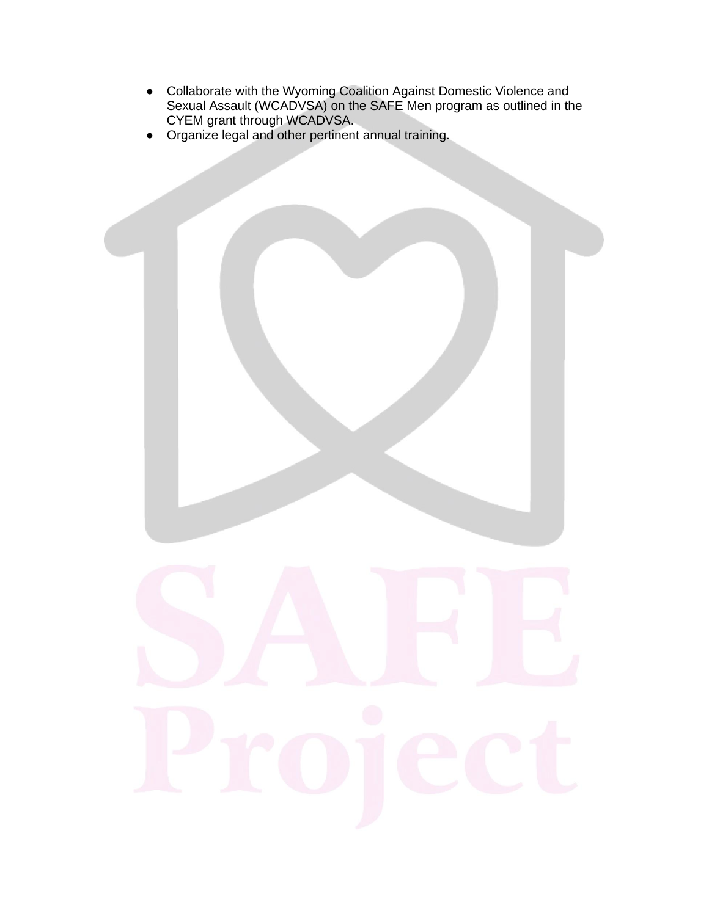- Collaborate with the Wyoming Coalition Against Domestic Violence and Sexual Assault (WCADVSA) on the SAFE Men program as outlined in the CYEM grant through WCADVSA.
- Organize legal and other pertinent annual training.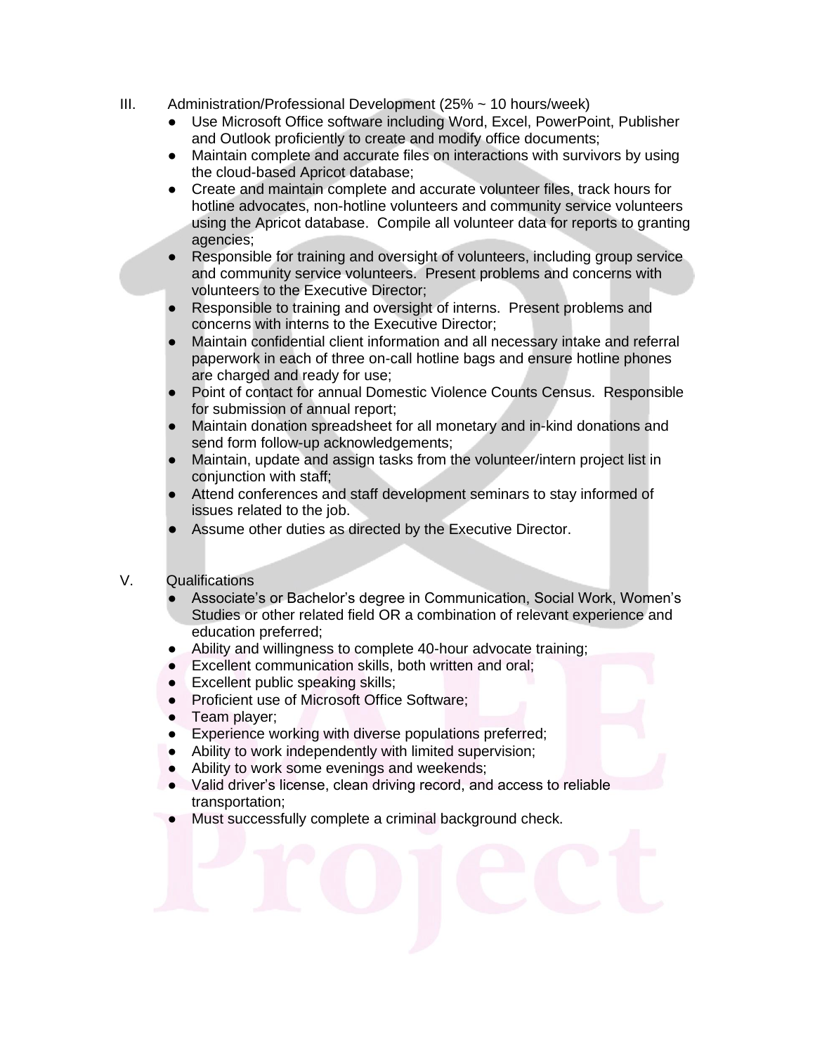III. Administration/Professional Development (25% ~ 10 hours/week)

- Use Microsoft Office software including Word, Excel, PowerPoint, Publisher and Outlook proficiently to create and modify office documents;
- Maintain complete and accurate files on interactions with survivors by using the cloud-based Apricot database;
- Create and maintain complete and accurate volunteer files, track hours for hotline advocates, non-hotline volunteers and community service volunteers using the Apricot database. Compile all volunteer data for reports to granting agencies;
- Responsible for training and oversight of volunteers, including group service and community service volunteers. Present problems and concerns with volunteers to the Executive Director;
- Responsible to training and oversight of interns. Present problems and concerns with interns to the Executive Director;
- Maintain confidential client information and all necessary intake and referral paperwork in each of three on-call hotline bags and ensure hotline phones are charged and ready for use;
- Point of contact for annual Domestic Violence Counts Census. Responsible for submission of annual report;
- Maintain donation spreadsheet for all monetary and in-kind donations and send form follow-up acknowledgements;
- Maintain, update and assign tasks from the volunteer/intern project list in conjunction with staff;
- Attend conferences and staff development seminars to stay informed of issues related to the job.
- Assume other duties as directed by the Executive Director.

V. Qualifications

- Associate's or Bachelor's degree in Communication, Social Work, Women's Studies or other related field OR a combination of relevant experience and education preferred;
- Ability and willingness to complete 40-hour advocate training;
- Excellent communication skills, both written and oral;
- Excellent public speaking skills;
- Proficient use of Microsoft Office Software;
- Team player;
- Experience working with diverse populations preferred;
- Ability to work independently with limited supervision;
- Ability to work some evenings and weekends;
- Valid driver's license, clean driving record, and access to reliable transportation;
- Must successfully complete a criminal background check.